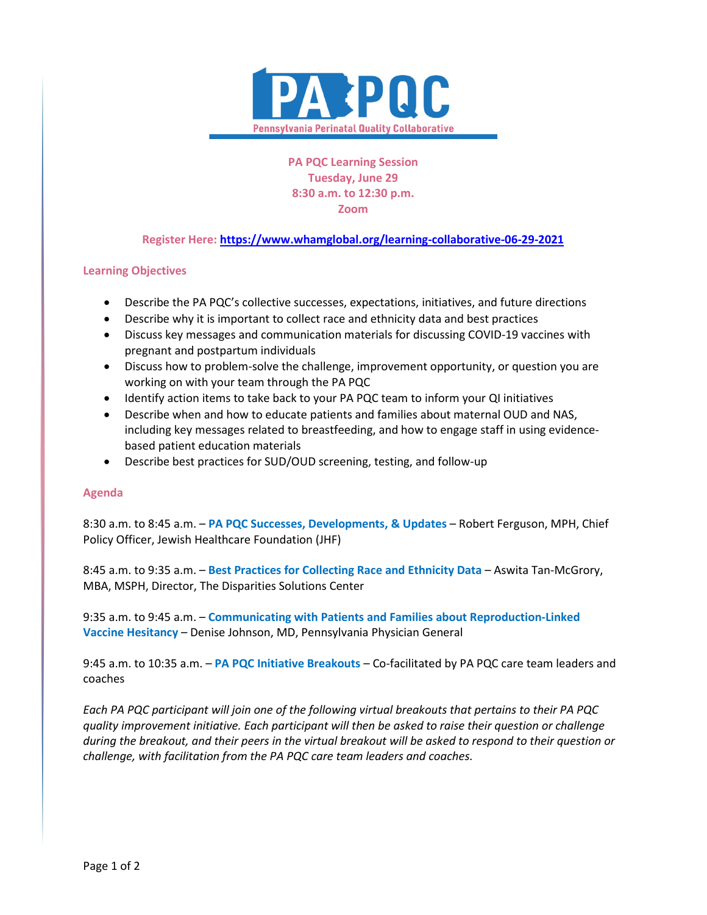# PA PQC

Pennsylvania Perinatal Quality Collaborative

**PA PQC Learning Session**
**Tuesday, June 29**
**8:30 a.m. to 12:30 p.m.**
**Zoom**

**Register Here: https://www.whamglobal.org/learning-collaborative-06-29-2021**

## Learning Objectives

- Describe the PA PQC's collective successes, expectations, initiatives, and future directions
- Describe why it is important to collect race and ethnicity data and best practices
- Discuss key messages and communication materials for discussing COVID-19 vaccines with pregnant and postpartum individuals
- Discuss how to problem-solve the challenge, improvement opportunity, or question you are working on with your team through the PA PQC
- Identify action items to take back to your PA PQC team to inform your QI initiatives
- Describe when and how to educate patients and families about maternal OUD and NAS, including key messages related to breastfeeding, and how to engage staff in using evidence-based patient education materials
- Describe best practices for SUD/OUD screening, testing, and follow-up

## Agenda

8:30 a.m. to 8:45 a.m. – **PA PQC Successes, Developments, & Updates** – Robert Ferguson, MPH, Chief Policy Officer, Jewish Healthcare Foundation (JHF)

8:45 a.m. to 9:35 a.m. – **Best Practices for Collecting Race and Ethnicity Data** – Aswita Tan-McGrory, MBA, MSPH, Director, The Disparities Solutions Center

9:35 a.m. to 9:45 a.m. – **Communicating with Patients and Families about Reproduction-Linked Vaccine Hesitancy** – Denise Johnson, MD, Pennsylvania Physician General

9:45 a.m. to 10:35 a.m. – **PA PQC Initiative Breakouts** – Co-facilitated by PA PQC care team leaders and coaches

*Each PA PQC participant will join one of the following virtual breakouts that pertains to their PA PQC quality improvement initiative. Each participant will then be asked to raise their question or challenge during the breakout, and their peers in the virtual breakout will be asked to respond to their question or challenge, with facilitation from the PA PQC care team leaders and coaches.*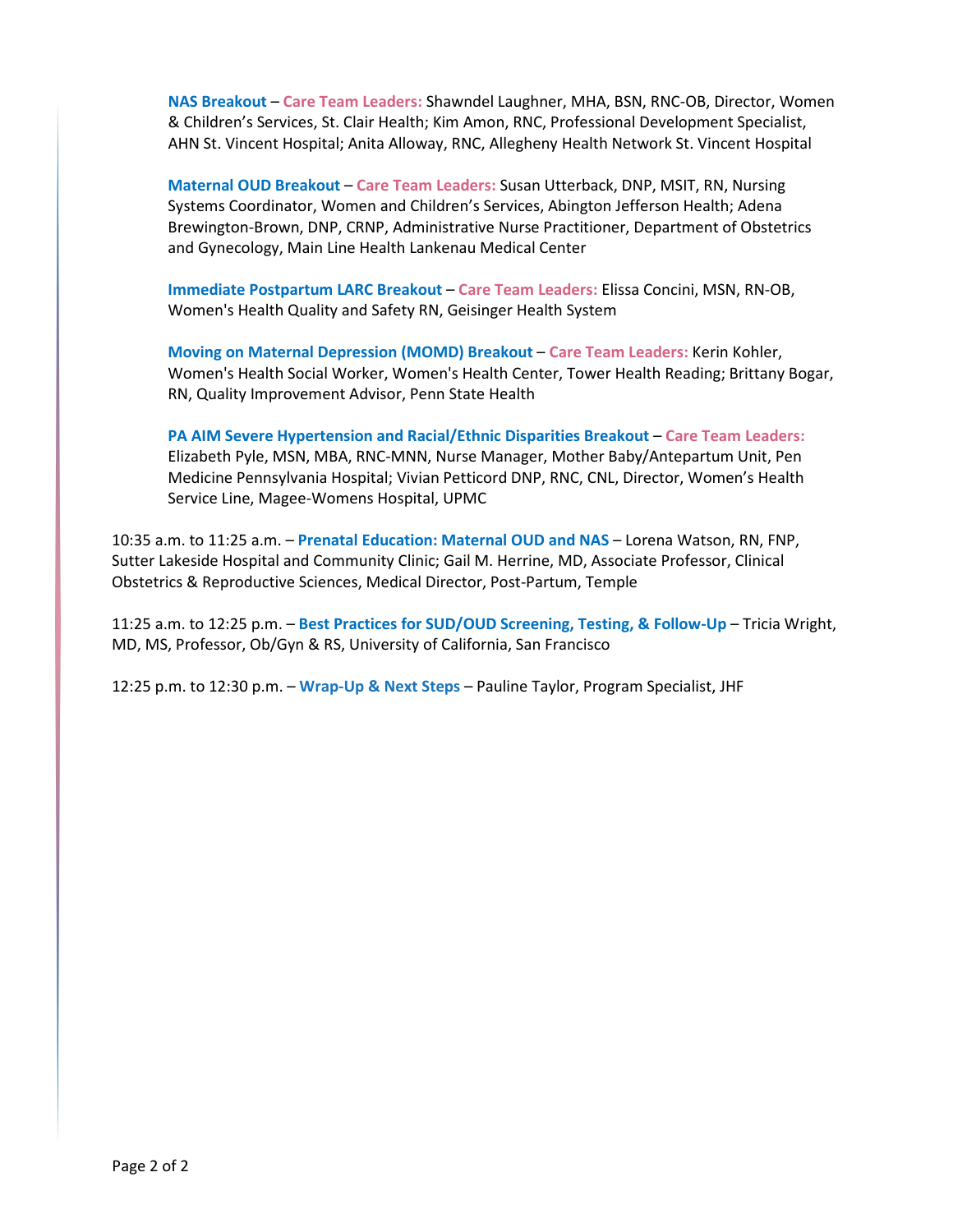**NAS Breakout** – **Care Team Leaders:** Shawndel Laughner, MHA, BSN, RNC-OB, Director, Women & Children's Services, St. Clair Health; Kim Amon, RNC, Professional Development Specialist, AHN St. Vincent Hospital; Anita Alloway, RNC, Allegheny Health Network St. Vincent Hospital

**Maternal OUD Breakout** – **Care Team Leaders:** Susan Utterback, DNP, MSIT, RN, Nursing Systems Coordinator, Women and Children's Services, Abington Jefferson Health; Adena Brewington-Brown, DNP, CRNP, Administrative Nurse Practitioner, Department of Obstetrics and Gynecology, Main Line Health Lankenau Medical Center

**Immediate Postpartum LARC Breakout** – **Care Team Leaders:** Elissa Concini, MSN, RN-OB, Women's Health Quality and Safety RN, Geisinger Health System

**Moving on Maternal Depression (MOMD) Breakout** – **Care Team Leaders:** Kerin Kohler, Women's Health Social Worker, Women's Health Center, Tower Health Reading; Brittany Bogar, RN, Quality Improvement Advisor, Penn State Health

**PA AIM Severe Hypertension and Racial/Ethnic Disparities Breakout** – **Care Team Leaders:** Elizabeth Pyle, MSN, MBA, RNC-MNN, Nurse Manager, Mother Baby/Antepartum Unit, Pen Medicine Pennsylvania Hospital; Vivian Petticord DNP, RNC, CNL, Director, Women's Health Service Line, Magee-Womens Hospital, UPMC

10:35 a.m. to 11:25 a.m. – **Prenatal Education: Maternal OUD and NAS** – Lorena Watson, RN, FNP, Sutter Lakeside Hospital and Community Clinic; Gail M. Herrine, MD, Associate Professor, Clinical Obstetrics & Reproductive Sciences, Medical Director, Post-Partum, Temple

11:25 a.m. to 12:25 p.m. – **Best Practices for SUD/OUD Screening, Testing, & Follow-Up** – Tricia Wright, MD, MS, Professor, Ob/Gyn & RS, University of California, San Francisco

12:25 p.m. to 12:30 p.m. – **Wrap-Up & Next Steps** – Pauline Taylor, Program Specialist, JHF